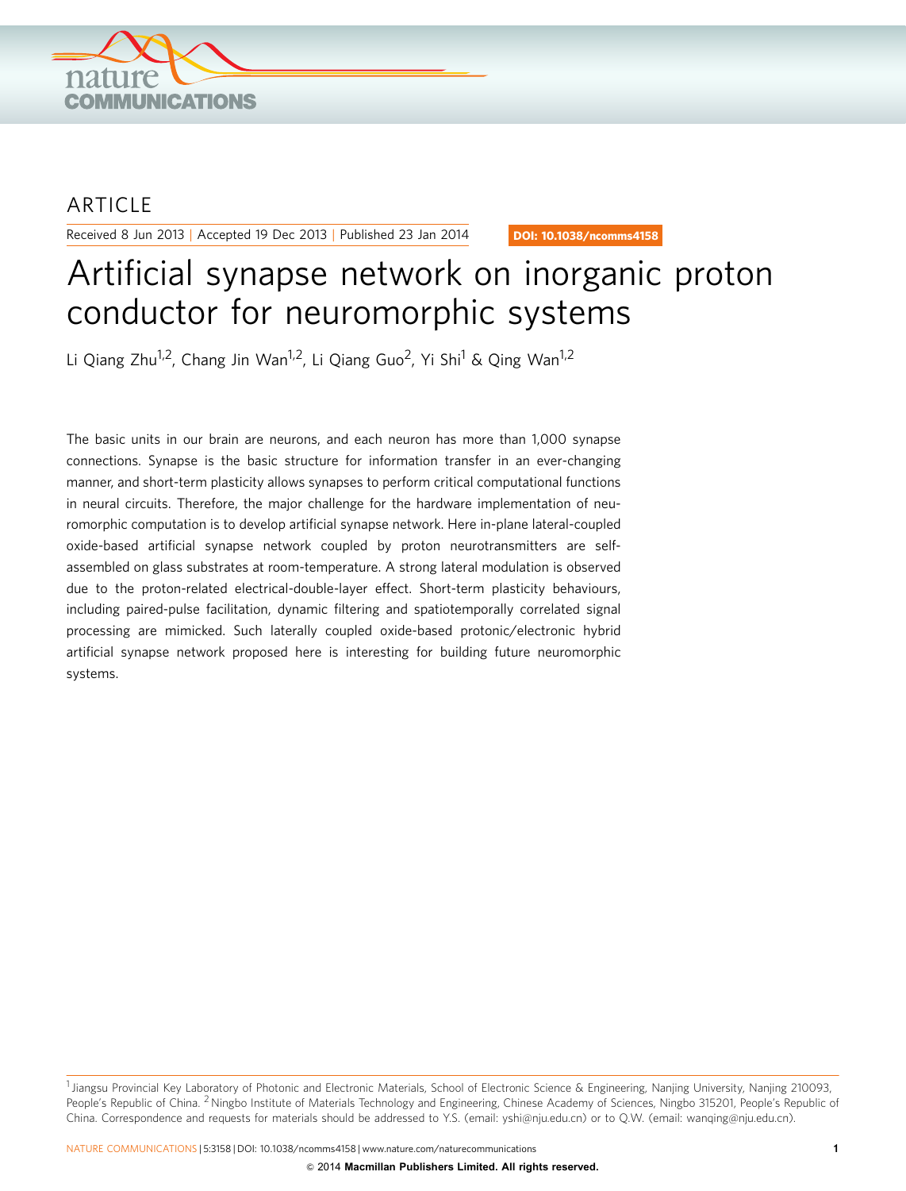ARTICLE

Received 8 Jun 2013 | Accepted 19 Dec 2013 | Published 23 Jan 2014

DOI: 10.1038/ncomms4158

# Artificial synapse network on inorganic proton conductor for neuromorphic systems

Li Qiang Zhu[1,2], Chang Jin Wan[1,2], Li Qiang Guo[2], Yi Shi[1] & Qing Wan[1,2]

The basic units in our brain are neurons, and each neuron has more than 1,000 synapse connections. Synapse is the basic structure for information transfer in an ever-changing manner, and short-term plasticity allows synapses to perform critical computational functions in neural circuits. Therefore, the major challenge for the hardware implementation of neuromorphic computation is to develop artificial synapse network. Here in-plane lateral-coupled oxide-based artificial synapse network coupled by proton neurotransmitters are self-assembled on glass substrates at room-temperature. A strong lateral modulation is observed due to the proton-related electrical-double-layer effect. Short-term plasticity behaviours, including paired-pulse facilitation, dynamic filtering and spatiotemporally correlated signal processing are mimicked. Such laterally coupled oxide-based protonic/electronic hybrid artificial synapse network proposed here is interesting for building future neuromorphic systems.

[1] Jiangsu Provincial Key Laboratory of Photonic and Electronic Materials, School of Electronic Science & Engineering, Nanjing University, Nanjing 210093, People's Republic of China. [2] Ningbo Institute of Materials Technology and Engineering, Chinese Academy of Sciences, Ningbo 315201, People's Republic of China. Correspondence and requests for materials should be addressed to Y.S. (email: yshi@nju.edu.cn) or to Q.W. (email: wanqing@nju.edu.cn).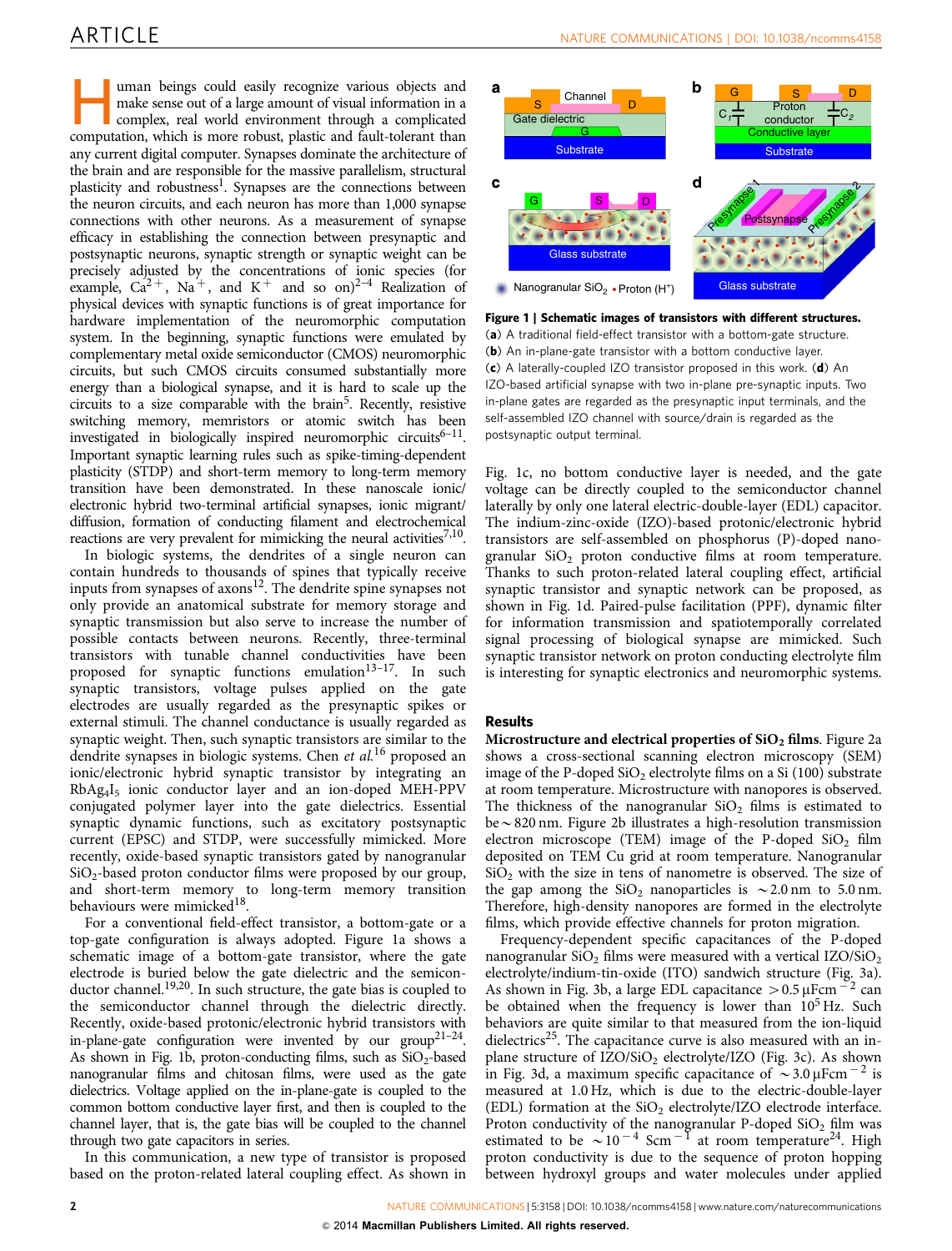Human beings could easily recognize various objects and make sense out of a large amount of visual information in a complex, real world environment through a complicated computation, which is more robust, plastic and fault-tolerant than any current digital computer. Synapses dominate the architecture of the brain and are responsible for the massive parallelism, structural plasticity and robustness[1]. Synapses are the connections between the neuron circuits, and each neuron has more than 1,000 synapse connections with other neurons. As a measurement of synapse efficacy in establishing the connection between presynaptic and postsynaptic neurons, synaptic strength or synaptic weight can be precisely adjusted by the concentrations of ionic species (for example, $Ca^{2+}$, $Na^{+}$, and $K^{+}$ and so on)[2–4]. Realization of physical devices with synaptic functions is of great importance for hardware implementation of the neuromorphic computation system. In the beginning, synaptic functions were emulated by complementary metal oxide semiconductor (CMOS) neuromorphic circuits, but such CMOS circuits consumed substantially more energy than a biological synapse, and it is hard to scale up the circuits to a size comparable with the brain[5]. Recently, resistive switching memory, memristors or atomic switch has been investigated in biologically inspired neuromorphic circuits[6–11]. Important synaptic learning rules such as spike-timing-dependent plasticity (STDP) and short-term memory to long-term memory transition have been demonstrated. In these nanoscale ionic/electronic hybrid two-terminal artificial synapses, ionic migrant/diffusion, formation of conducting filament and electrochemical reactions are very prevalent for mimicking the neural activities[7,10].

In biologic systems, the dendrites of a single neuron can contain hundreds to thousands of spines that typically receive inputs from synapses of axons[12]. The dendrite spine synapses not only provide an anatomical substrate for memory storage and synaptic transmission but also serve to increase the number of possible contacts between neurons. Recently, three-terminal transistors with tunable channel conductivities have been proposed for synaptic functions emulation[13–17]. In such synaptic transistors, voltage pulses applied on the gate electrodes are usually regarded as the presynaptic spikes or external stimuli. The channel conductance is usually regarded as synaptic weight. Then, such synaptic transistors are similar to the dendrite synapses in biologic systems. Chen *et al.*[16] proposed an ionic/electronic hybrid synaptic transistor by integrating an $RbAg_4I_5$ ionic conductor layer and an ion-doped MEH-PPV conjugated polymer layer into the gate dielectrics. Essential synaptic dynamic functions, such as excitatory postsynaptic current (EPSC) and STDP, were successfully mimicked. More recently, oxide-based synaptic transistors gated by nanogranular $SiO_2$-based proton conductor films were proposed by our group, and short-term memory to long-term memory transition behaviours were mimicked[18].

For a conventional field-effect transistor, a bottom-gate or a top-gate configuration is always adopted. Figure 1a shows a schematic image of a bottom-gate transistor, where the gate electrode is buried below the gate dielectric and the semiconductor channel[19,20]. In such structure, the gate bias is coupled to the semiconductor channel through the dielectric directly. Recently, oxide-based protonic/electronic hybrid transistors with in-plane-gate configuration were invented by our group[21–24]. As shown in Fig. 1b, proton-conducting films, such as $SiO_2$-based nanogranular films and chitosan films, were used as the gate dielectrics. Voltage applied on the in-plane-gate is coupled to the common bottom conductive layer first, and then is coupled to the channel layer, that is, the gate bias will be coupled to the channel through two gate capacitors in series.

In this communication, a new type of transistor is proposed based on the proton-related lateral coupling effect. As shown in Fig. 1c, no bottom conductive layer is needed, and the gate voltage can be directly coupled to the semiconductor channel laterally by only one lateral electric-double-layer (EDL) capacitor. The indium-zinc-oxide (IZO)-based protonic/electronic hybrid transistors are self-assembled on phosphorus (P)-doped nanogranular $SiO_2$ proton conductive films at room temperature. Thanks to such proton-related lateral coupling effect, artificial synaptic transistor and synaptic network can be proposed, as shown in Fig. 1d. Paired-pulse facilitation (PPF), dynamic filter for information transmission and spatiotemporally correlated signal processing of biological synapse are mimicked. Such synaptic transistor network on proton conducting electrolyte film is interesting for synaptic electronics and neuromorphic systems.

**Figure 1 | Schematic images of transistors with different structures.** (**a**) A traditional field-effect transistor with a bottom-gate structure. (**b**) An in-plane-gate transistor with a bottom conductive layer. (**c**) A laterally-coupled IZO transistor proposed in this work. (**d**) An IZO-based artificial synapse with two in-plane pre-synaptic inputs. Two in-plane gates are regarded as the presynaptic input terminals, and the self-assembled IZO channel with source/drain is regarded as the postsynaptic output terminal.

## Results

**Microstructure and electrical properties of $SiO_2$ films.** Figure 2a shows a cross-sectional scanning electron microscopy (SEM) image of the P-doped $SiO_2$ electrolyte films on a Si (100) substrate at room temperature. Microstructure with nanopores is observed. The thickness of the nanogranular $SiO_2$ films is estimated to be $\sim$820 nm. Figure 2b illustrates a high-resolution transmission electron microscope (TEM) image of the P-doped $SiO_2$ film deposited on TEM Cu grid at room temperature. Nanogranular $SiO_2$ with the size in tens of nanometre is observed. The size of the gap among the $SiO_2$ nanoparticles is $\sim$2.0 nm to 5.0 nm. Therefore, high-density nanopores are formed in the electrolyte films, which provide effective channels for proton migration.

Frequency-dependent specific capacitances of the P-doped nanogranular $SiO_2$ films were measured with a vertical IZO/$SiO_2$ electrolyte/indium-tin-oxide (ITO) sandwich structure (Fig. 3a). As shown in Fig. 3b, a large EDL capacitance $>0.5\,\mu\mathrm{F cm^{-2}}$ can be obtained when the frequency is lower than $10^5$ Hz. Such behaviors are quite similar to that measured from the ion-liquid dielectrics[25]. The capacitance curve is also measured with an in-plane structure of IZO/$SiO_2$ electrolyte/IZO (Fig. 3c). As shown in Fig. 3d, a maximum specific capacitance of $\sim 3.0\,\mu\mathrm{F cm^{-2}}$ is measured at 1.0 Hz, which is due to the electric-double-layer (EDL) formation at the $SiO_2$ electrolyte/IZO electrode interface. Proton conductivity of the nanogranular P-doped $SiO_2$ film was estimated to be $\sim 10^{-4}\ \mathrm{S cm^{-1}}$ at room temperature[24]. High proton conductivity is due to the sequence of proton hopping between hydroxyl groups and water molecules under applied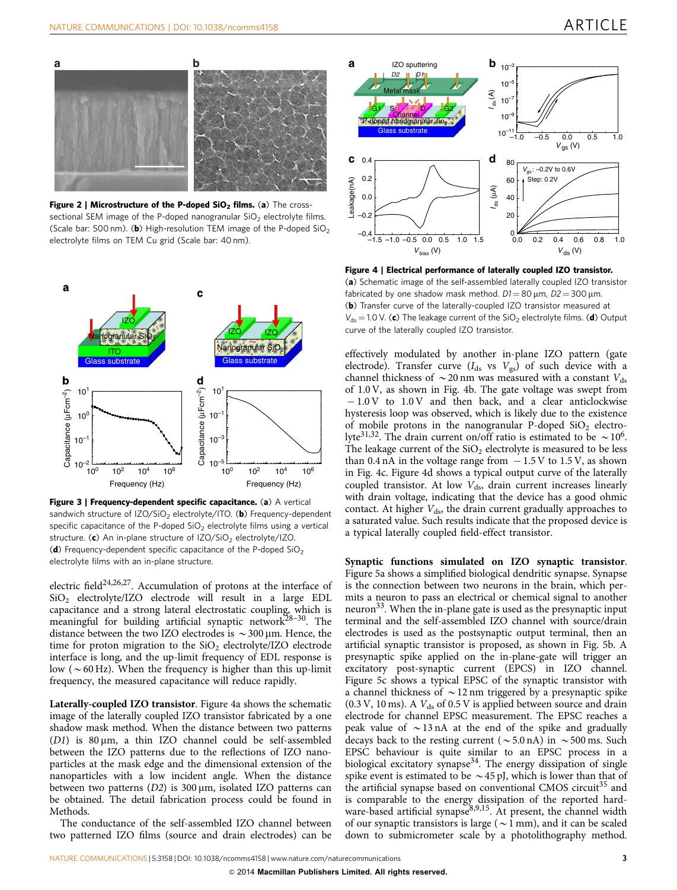**Figure 2 | Microstructure of the P-doped nanogranular $SiO_2$ films.** (**a**) The cross-sectional SEM image of the P-doped nanogranular $SiO_2$ electrolyte films. (Scale bar: 500 nm). (**b**) High-resolution TEM image of the P-doped $SiO_2$ electrolyte films on TEM Cu grid (Scale bar: 40 nm).

**Figure 3 | Frequency-dependent specific capacitance.** (**a**) A vertical sandwich structure of IZO/$SiO_2$ electrolyte/ITO. (**b**) Frequency-dependent specific capacitance of the P-doped $SiO_2$ electrolyte films using a vertical structure. (**c**) An in-plane structure of IZO/$SiO_2$ electrolyte/IZO. (**d**) Frequency-dependent specific capacitance of the P-doped $SiO_2$ electrolyte films with an in-plane structure.

electric field[24,26,27]. Accumulation of protons at the interface of $SiO_2$ electrolyte/IZO electrode will result in a large EDL capacitance and a strong lateral electrostatic coupling, which is meaningful for building artificial synaptic network[28–30]. The distance between the two IZO electrodes is ~300 µm. Hence, the time for proton migration to the $SiO_2$ electrolyte/IZO electrode interface is long, and the up-limit frequency of EDL response is low (~60 Hz). When the frequency is higher than this up-limit frequency, the measured capacitance will reduce rapidly.

**Laterally-coupled IZO transistor**. Figure 4a shows the schematic image of the laterally coupled IZO transistor fabricated by a one shadow mask method. When the distance between two patterns (*D1*) is 80 µm, a thin IZO channel could be self-assembled between the IZO patterns due to the reflections of IZO nanoparticles at the mask edge and the dimensional extension of the nanoparticles with a low incident angle. When the distance between two patterns (*D2*) is 300 µm, isolated IZO patterns can be obtained. The detail fabrication process could be found in Methods.

The conductance of the self-assembled IZO channel between two patterned IZO films (source and drain electrodes) can be effectively modulated by another in-plane IZO pattern (gate electrode). Transfer curve ($I_{ds}$ vs $V_{gs}$) of such device with a channel thickness of ~20 nm was measured with a constant $V_{ds}$ of 1.0 V, as shown in Fig. 4b. The gate voltage was swept from −1.0 V to 1.0 V and then back, and a clear anticlockwise hysteresis loop was observed, which is likely due to the existence of mobile protons in the nanogranular P-doped $SiO_2$ electrolyte[31,32]. The drain current on/off ratio is estimated to be ~$10^6$. The leakage current of the $SiO_2$ electrolyte is measured to be less than 0.4 nA in the voltage range from −1.5 V to 1.5 V, as shown in Fig. 4c. Figure 4d shows a typical output curve of the laterally coupled transistor. At low $V_{ds}$, drain current increases linearly with drain voltage, indicating that the device has a good ohmic contact. At higher $V_{ds}$, the drain current gradually approaches to a saturated value. Such results indicate that the proposed device is a typical laterally coupled field-effect transistor.

**Figure 4 | Electrical performance of laterally coupled IZO transistor.** (**a**) Schematic image of the self-assembled laterally coupled IZO transistor fabricated by one shadow mask method. *D1* = 80 µm, *D2* = 300 µm. (**b**) Transfer curve of the laterally-coupled IZO transistor measured at $V_{ds}$ = 1.0 V. (**c**) The leakage current of the $SiO_2$ electrolyte films. (**d**) Output curve of the laterally coupled IZO transistor.

**Synaptic functions simulated on IZO synaptic transistor**. Figure 5a shows a simplified biological dendritic synapse. Synapse is the connection between two neurons in the brain, which permits a neuron to pass an electrical or chemical signal to another neuron[33]. When the in-plane gate is used as the presynaptic input terminal and the self-assembled IZO channel with source/drain electrodes is used as the postsynaptic output terminal, then an artificial synaptic transistor is proposed, as shown in Fig. 5b. A presynaptic spike applied on the in-plane-gate will trigger an excitatory post-synaptic current (EPCS) in IZO channel. Figure 5c shows a typical EPSC of the synaptic transistor with a channel thickness of ~12 nm triggered by a presynaptic spike (0.3 V, 10 ms). A $V_{ds}$ of 0.5 V is applied between source and drain electrode for channel EPSC measurement. The EPSC reaches a peak value of ~13 nA at the end of the spike and gradually decays back to the resting current (~5.0 nA) in ~500 ms. Such EPSC behaviour is quite similar to an EPSC process in a biological excitatory synapse[34]. The energy dissipation of single spike event is estimated to be ~45 pJ, which is lower than that of the artificial synapse based on conventional CMOS circuit[35] and is comparable to the energy dissipation of the reported hardware-based artificial synapse[8,9,15]. At present, the channel width of our synaptic transistors is large (~1 mm), and it can be scaled down to submicrometer scale by a photolithography method.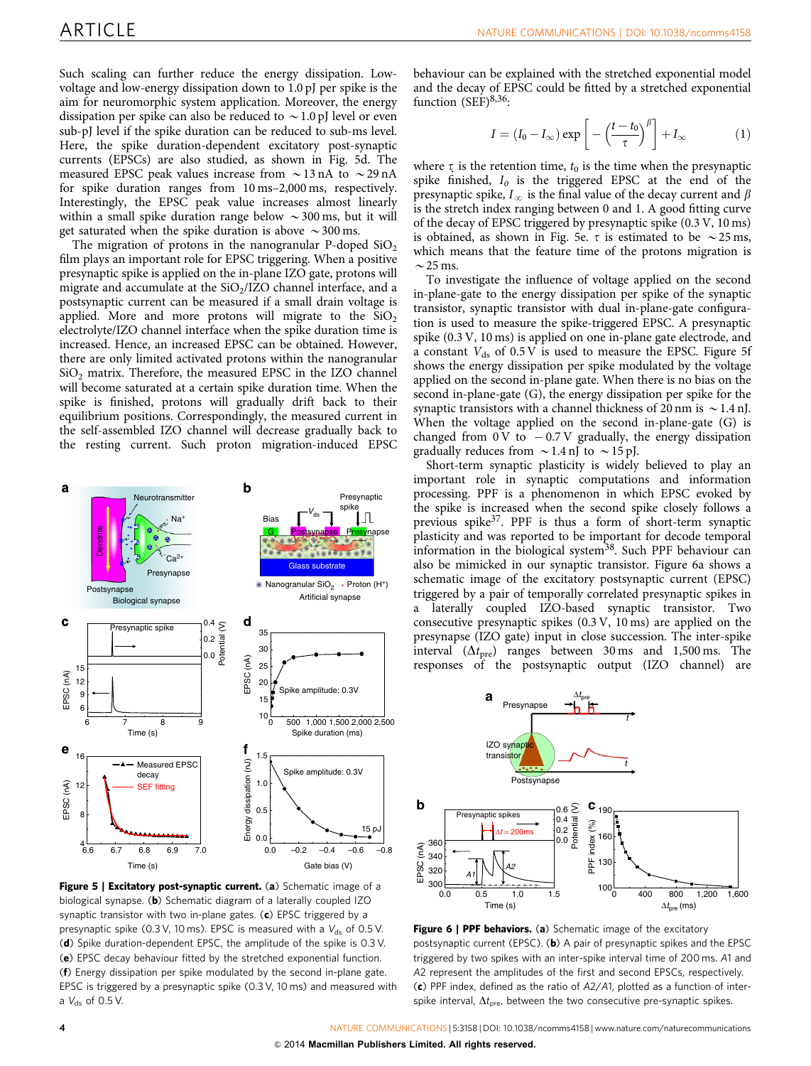Such scaling can further reduce the energy dissipation. Low-voltage and low-energy dissipation down to 1.0 pJ per spike is the aim for neuromorphic system application. Moreover, the energy dissipation per spike can also be reduced to ~1.0 pJ level or even sub-pJ level if the spike duration can be reduced to sub-ms level. Here, the spike duration-dependent excitatory post-synaptic currents (EPSCs) are also studied, as shown in Fig. 5d. The measured EPSC peak values increase from ~13 nA to ~29 nA for spike duration ranges from 10 ms–2,000 ms, respectively. Interestingly, the EPSC peak value increases almost linearly within a small spike duration range below ~300 ms, but it will get saturated when the spike duration is above ~300 ms.

The migration of protons in the nanogranular P-doped $SiO_2$ film plays an important role for EPSC triggering. When a positive presynaptic spike is applied on the in-plane IZO gate, protons will migrate and accumulate at the $SiO_2$/IZO channel interface, and a postsynaptic current can be measured if a small drain voltage is applied. More and more protons will migrate to the $SiO_2$ electrolyte/IZO channel interface when the spike duration time is increased. Hence, an increased EPSC can be obtained. However, there are only limited activated protons within the nanogranular $SiO_2$ matrix. Therefore, the measured EPSC in the IZO channel will become saturated at a certain spike duration time. When the spike is finished, protons will gradually drift back to their equilibrium positions. Correspondingly, the measured current in the self-assembled IZO channel will decrease gradually back to the resting current. Such proton migration-induced EPSC behaviour can be explained with the stretched exponential model and the decay of EPSC could be fitted by a stretched exponential function (SEF)[8,36]:

$$I = (I_0 - I_\infty)\exp\left[-\left(\frac{t-t_0}{\tau}\right)^{\beta}\right] + I_\infty \qquad (1)$$

where $\tau$ is the retention time, $t_0$ is the time when the presynaptic spike finished, $I_0$ is the triggered EPSC at the end of the presynaptic spike, $I_\infty$ is the final value of the decay current and $\beta$ is the stretch index ranging between 0 and 1. A good fitting curve of the decay of EPSC triggered by presynaptic spike (0.3 V, 10 ms) is obtained, as shown in Fig. 5e. $\tau$ is estimated to be ~25 ms, which means that the feature time of the protons migration is ~25 ms.

To investigate the influence of voltage applied on the second in-plane-gate to the energy dissipation per spike of the synaptic transistor, synaptic transistor with dual in-plane-gate configuration is used to measure the spike-triggered EPSC. A presynaptic spike (0.3 V, 10 ms) is applied on one in-plane gate electrode, and a constant $V_{ds}$ of 0.5 V is used to measure the EPSC. Figure 5f shows the energy dissipation per spike modulated by the voltage applied on the second in-plane gate. When there is no bias on the second in-plane-gate (G), the energy dissipation per spike for the synaptic transistors with a channel thickness of 20 nm is ~1.4 nJ. When the voltage applied on the second in-plane-gate (G) is changed from 0 V to −0.7 V gradually, the energy dissipation gradually reduces from ~1.4 nJ to ~15 pJ.

Short-term synaptic plasticity is widely believed to play an important role in synaptic computations and information processing. PPF is a phenomenon in which EPSC evoked by the spike is increased when the second spike closely follows a previous spike[37]. PPF is thus a form of short-term synaptic plasticity and was reported to be important for decode temporal information in the biological system[38]. Such PPF behaviour can also be mimicked in our synaptic transistor. Figure 6a shows a schematic image of the excitatory postsynaptic current (EPSC) triggered by a pair of temporally correlated presynaptic spikes in a laterally coupled IZO-based synaptic transistor. Two consecutive presynaptic spikes (0.3 V, 10 ms) are applied on the presynapse (IZO gate) input in close succession. The inter-spike interval ($\Delta t_{pre}$) ranges between 30 ms and 1,500 ms. The responses of the postsynaptic output (IZO channel) are

**Figure 5 | Excitatory post-synaptic current.** (**a**) Schematic image of a biological synapse. (**b**) Schematic diagram of a laterally coupled IZO synaptic transistor with two in-plane gates. (**c**) EPSC triggered by a presynaptic spike (0.3 V, 10 ms). EPSC is measured with a $V_{ds}$ of 0.5 V. (**d**) Spike duration-dependent EPSC, the amplitude of the spike is 0.3 V. (**e**) EPSC decay behaviour fitted by the stretched exponential function. (**f**) Energy dissipation per spike modulated by the second in-plane gate. EPSC is triggered by a presynaptic spike (0.3 V, 10 ms) and measured with a $V_{ds}$ of 0.5 V.

**Figure 6 | PPF behaviors.** (**a**) Schematic image of the excitatory postsynaptic current (EPSC). (**b**) A pair of presynaptic spikes and the EPSC triggered by two spikes with an inter-spike interval time of 200 ms. A1 and A2 represent the amplitudes of the first and second EPSCs, respectively. (**c**) PPF index, defined as the ratio of A2/A1, plotted as a function of inter-spike interval, $\Delta t_{pre}$, between the two consecutive pre-synaptic spikes.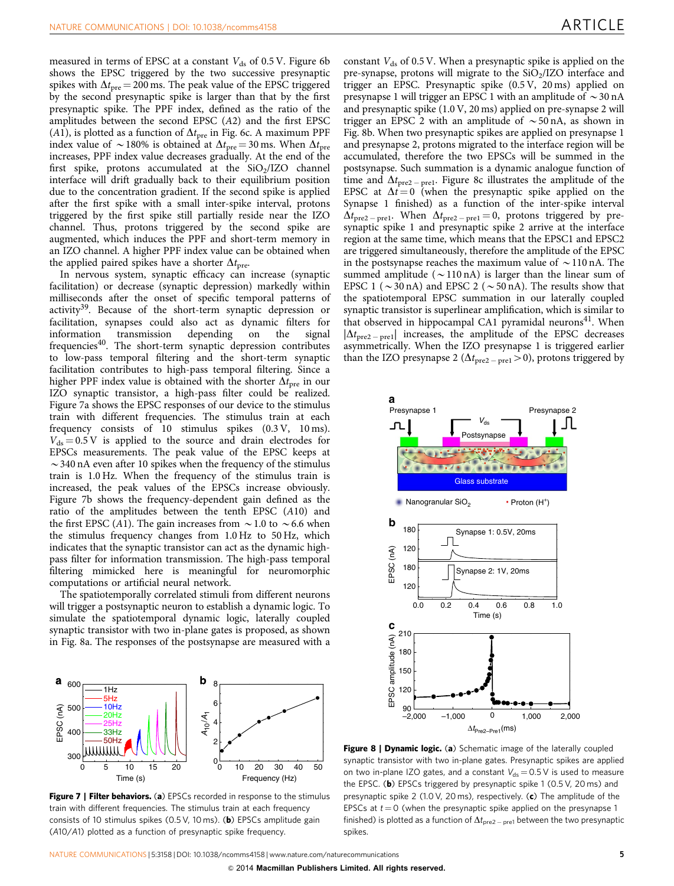measured in terms of EPSC at a constant $V_{ds}$ of 0.5 V. Figure 6b shows the EPSC triggered by the two successive presynaptic spikes with $\Delta t_{pre} = 200$ ms. The peak value of the EPSC triggered by the second presynaptic spike is larger than that by the first presynaptic spike. The PPF index, defined as the ratio of the amplitudes between the second EPSC ($A2$) and the first EPSC ($A1$), is plotted as a function of $\Delta t_{pre}$ in Fig. 6c. A maximum PPF index value of ~180% is obtained at $\Delta t_{pre} = 30$ ms. When $\Delta t_{pre}$ increases, PPF index value decreases gradually. At the end of the first spike, protons accumulated at the $SiO_2$/IZO channel interface will drift gradually back to their equilibrium position due to the concentration gradient. If the second spike is applied after the first spike with a small inter-spike interval, protons triggered by the first spike still partially reside near the IZO channel. Thus, protons triggered by the second spike are augmented, which induces the PPF and short-term memory in an IZO channel. A higher PPF index value can be obtained when the applied paired spikes have a shorter $\Delta t_{pre}$.

In nervous system, synaptic efficacy can increase (synaptic facilitation) or decrease (synaptic depression) markedly within milliseconds after the onset of specific temporal patterns of activity[39]. Because of the short-term synaptic depression or facilitation, synapses could also act as dynamic filters for information transmission depending on the signal frequencies[40]. The short-term synaptic depression contributes to low-pass temporal filtering and the short-term synaptic facilitation contributes to high-pass temporal filtering. Since a higher PPF index value is obtained with the shorter $\Delta t_{pre}$ in our IZO synaptic transistor, a high-pass filter could be realized. Figure 7a shows the EPSC responses of our device to the stimulus train with different frequencies. The stimulus train at each frequency consists of 10 stimulus spikes (0.3 V, 10 ms). $V_{ds} = 0.5$ V is applied to the source and drain electrodes for EPSCs measurements. The peak value of the EPSC keeps at ~340 nA even after 10 spikes when the frequency of the stimulus train is 1.0 Hz. When the frequency of the stimulus train is increased, the peak values of the EPSCs increase obviously. Figure 7b shows the frequency-dependent gain defined as the ratio of the amplitudes between the tenth EPSC ($A10$) and the first EPSC ($A1$). The gain increases from ~1.0 to ~6.6 when the stimulus frequency changes from 1.0 Hz to 50 Hz, which indicates that the synaptic transistor can act as the dynamic high-pass filter for information transmission. The high-pass temporal filtering mimicked here is meaningful for neuromorphic computations or artificial neural network.

The spatiotemporally correlated stimuli from different neurons will trigger a postsynaptic neuron to establish a dynamic logic. To simulate the spatiotemporal dynamic logic, laterally coupled synaptic transistor with two in-plane gates is proposed, as shown in Fig. 8a. The responses of the postsynapse are measured with a constant $V_{ds}$ of 0.5 V. When a presynaptic spike is applied on the pre-synapse, protons will migrate to the $SiO_2$/IZO interface and trigger an EPSC. Presynaptic spike (0.5 V, 20 ms) applied on presynapse 1 will trigger an EPSC 1 with an amplitude of ~30 nA and presynaptic spike (1.0 V, 20 ms) applied on pre-synapse 2 will trigger an EPSC 2 with an amplitude of ~50 nA, as shown in Fig. 8b. When two presynaptic spikes are applied on presynapse 1 and presynapse 2, protons migrated to the interface region will be accumulated, therefore the two EPSCs will be summed in the postsynapse. Such summation is a dynamic analogue function of time and $\Delta t_{pre2-pre1}$. Figure 8c illustrates the amplitude of the EPSC at $\Delta t = 0$ (when the presynaptic spike applied on the Synapse 1 finished) as a function of the inter-spike interval $\Delta t_{pre2-pre1}$. When $\Delta t_{pre2-pre1} = 0$, protons triggered by presynaptic spike 1 and presynaptic spike 2 arrive at the interface region at the same time, which means that the EPSC1 and EPSC2 are triggered simultaneously, therefore the amplitude of the EPSC in the postsynapse reaches the maximum value of ~110 nA. The summed amplitude (~110 nA) is larger than the linear sum of EPSC 1 (~30 nA) and EPSC 2 (~50 nA). The results show that the spatiotemporal EPSC summation in our laterally coupled synaptic transistor is superlinear amplification, which is similar to that observed in hippocampal CA1 pyramidal neurons[41]. When $|\Delta t_{pre2-pre1}|$ increases, the amplitude of the EPSC decreases asymmetrically. When the IZO presynapse 1 is triggered earlier than the IZO presynapse 2 ($\Delta t_{pre2-pre1} > 0$), protons triggered by

**Figure 7 | Filter behaviors.** (**a**) EPSCs recorded in response to the stimulus train with different frequencies. The stimulus train at each frequency consists of 10 stimulus spikes (0.5 V, 10 ms). (**b**) EPSCs amplitude gain ($A10/A1$) plotted as a function of presynaptic spike frequency.

**Figure 8 | Dynamic logic.** (**a**) Schematic image of the laterally coupled synaptic transistor with two in-plane gates. Presynaptic spikes are applied on two in-plane IZO gates, and a constant $V_{ds} = 0.5$ V is used to measure the EPSC. (**b**) EPSCs triggered by presynaptic spike 1 (0.5 V, 20 ms) and presynaptic spike 2 (1.0 V, 20 ms), respectively. (**c**) The amplitude of the EPSCs at $t = 0$ (when the presynaptic spike applied on the presynapse 1 finished) is plotted as a function of $\Delta t_{pre2-pre1}$ between the two presynaptic spikes.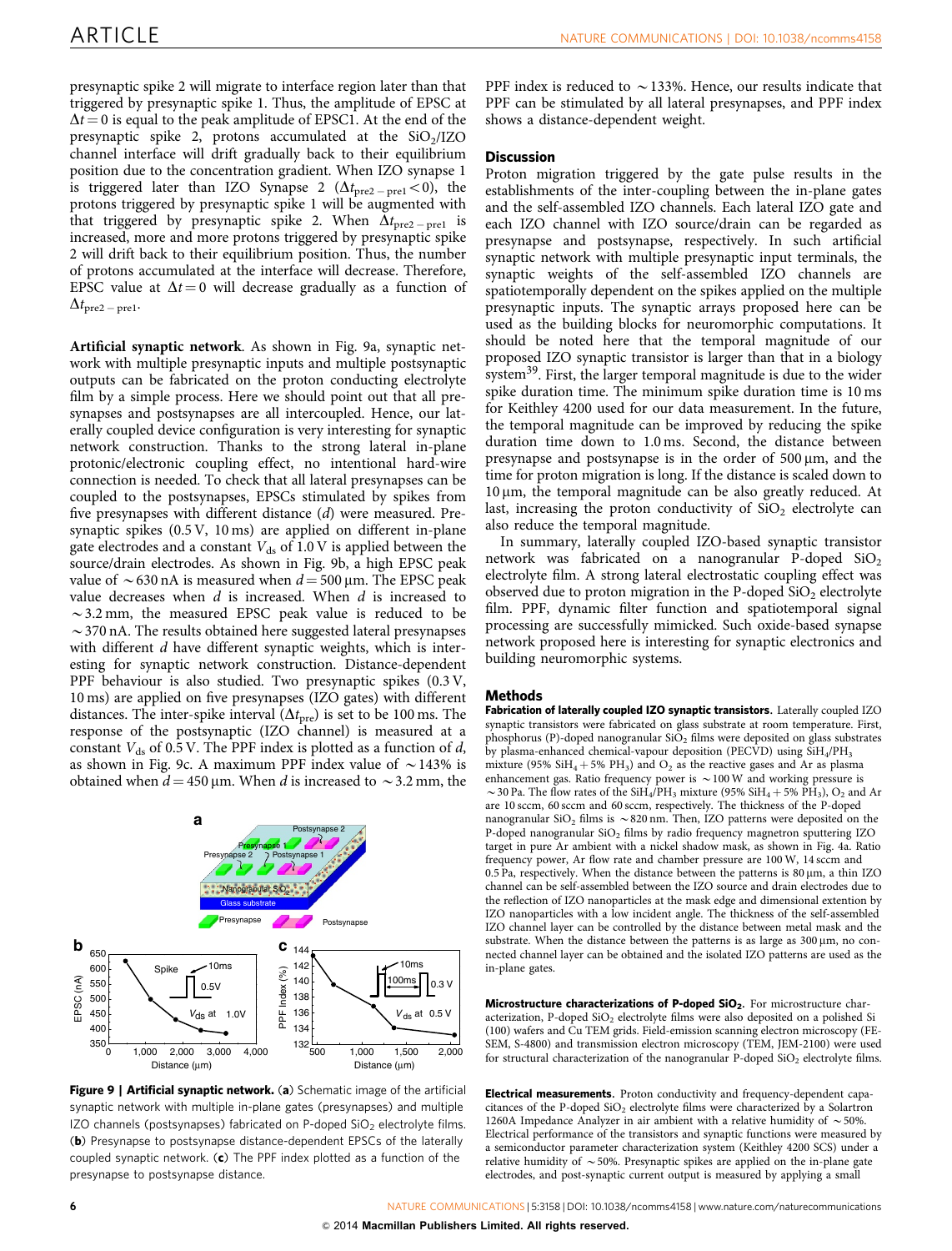presynaptic spike 2 will migrate to interface region later than that triggered by presynaptic spike 1. Thus, the amplitude of EPSC at $\Delta t = 0$ is equal to the peak amplitude of EPSC1. At the end of the presynaptic spike 2, protons accumulated at the $SiO_2$/IZO channel interface will drift gradually back to their equilibrium position due to the concentration gradient. When IZO synapse 1 is triggered later than IZO Synapse 2 ($\Delta t_{pre2-pre1} < 0$), the protons triggered by presynaptic spike 1 will be augmented with that triggered by presynaptic spike 2. When $\Delta t_{pre2-pre1}$ is increased, more and more protons triggered by presynaptic spike 2 will drift back to their equilibrium position. Thus, the number of protons accumulated at the interface will decrease. Therefore, EPSC value at $\Delta t = 0$ will decrease gradually as a function of $\Delta t_{pre2-pre1}$.

**Artificial synaptic network**. As shown in Fig. 9a, synaptic network with multiple presynaptic inputs and multiple postsynaptic outputs can be fabricated on the proton conducting electrolyte film by a simple process. Here we should point out that all presynapses and postsynapses are all intercoupled. Hence, our laterally coupled device configuration is very interesting for synaptic network construction. Thanks to the strong lateral in-plane protonic/electronic coupling effect, no intentional hard-wire connection is needed. To check that all lateral presynapses can be coupled to the postsynapses, EPSCs stimulated by spikes from five presynapses with different distance ($d$) were measured. Presynaptic spikes (0.5 V, 10 ms) are applied on different in-plane gate electrodes and a constant $V_{ds}$ of 1.0 V is applied between the source/drain electrodes. As shown in Fig. 9b, a high EPSC peak value of ~630 nA is measured when $d = 500$ μm. The EPSC peak value decreases when $d$ is increased. When $d$ is increased to ~3.2 mm, the measured EPSC peak value is reduced to be ~370 nA. The results obtained here suggested lateral presynapses with different $d$ have different synaptic weights, which is interesting for synaptic network construction. Distance-dependent PPF behaviour is also studied. Two presynaptic spikes (0.3 V, 10 ms) are applied on five presynapses (IZO gates) with different distances. The inter-spike interval ($\Delta t_{pre}$) is set to be 100 ms. The response of the postsynaptic (IZO channel) is measured at a constant $V_{ds}$ of 0.5 V. The PPF index is plotted as a function of $d$, as shown in Fig. 9c. A maximum PPF index value of ~143% is obtained when $d = 450$ μm. When $d$ is increased to ~3.2 mm, the PPF index is reduced to ~133%. Hence, our results indicate that PPF can be stimulated by all lateral presynapses, and PPF index shows a distance-dependent weight.

**Figure 9 | Artificial synaptic network.** (**a**) Schematic image of the artificial synaptic network with multiple in-plane gates (presynapses) and multiple IZO channels (postsynapses) fabricated on P-doped $SiO_2$ electrolyte films. (**b**) Presynapse to postsynapse distance-dependent EPSCs of the laterally coupled synaptic network. (**c**) The PPF index plotted as a function of the presynapse to postsynapse distance.

## Discussion

Proton migration triggered by the gate pulse results in the establishments of the inter-coupling between the in-plane gates and the self-assembled IZO channels. Each lateral IZO gate and each IZO channel with IZO source/drain can be regarded as presynapse and postsynapse, respectively. In such artificial synaptic network with multiple presynaptic input terminals, the synaptic weights of the self-assembled IZO channels are spatiotemporally dependent on the spikes applied on the multiple presynaptic inputs. The synaptic arrays proposed here can be used as the building blocks for neuromorphic computations. It should be noted here that the temporal magnitude of our proposed IZO synaptic transistor is larger than that in a biology system[39]. First, the larger temporal magnitude is due to the wider spike duration time. The minimum spike duration time is 10 ms for Keithley 4200 used for our data measurement. In the future, the temporal magnitude can be improved by reducing the spike duration time down to 1.0 ms. Second, the distance between presynapse and postsynapse is in the order of 500 μm, and the time for proton migration is long. If the distance is scaled down to 10 μm, the temporal magnitude can be also greatly reduced. At last, increasing the proton conductivity of $SiO_2$ electrolyte can also reduce the temporal magnitude.

In summary, laterally coupled IZO-based synaptic transistor network was fabricated on a nanogranular P-doped $SiO_2$ electrolyte film. A strong lateral electrostatic coupling effect was observed due to proton migration in the P-doped $SiO_2$ electrolyte film. PPF, dynamic filter function and spatiotemporal signal processing are successfully mimicked. Such oxide-based synapse network proposed here is interesting for synaptic electronics and building neuromorphic systems.

## Methods

**Fabrication of laterally coupled IZO synaptic transistors.** Laterally coupled IZO synaptic transistors were fabricated on glass substrate at room temperature. First, phosphorus (P)-doped nanogranular $SiO_2$ films were deposited on glass substrates by plasma-enhanced chemical-vapour deposition (PECVD) using $SiH_4/PH_3$ mixture (95% $SiH_4$ + 5% $PH_3$) and $O_2$ as the reactive gases and Ar as plasma enhancement gas. Ratio frequency power is ~100 W and working pressure is ~30 Pa. The flow rates of the $SiH_4/PH_3$ mixture (95% $SiH_4$ + 5% $PH_3$), $O_2$ and Ar are 10 sccm, 60 sccm and 60 sccm, respectively. The thickness of the P-doped nanogranular $SiO_2$ films is ~820 nm. Then, IZO patterns were deposited on the P-doped nanogranular $SiO_2$ films by radio frequency magnetron sputtering IZO target in pure Ar ambient with a nickel shadow mask, as shown in Fig. 4a. Ratio frequency power, Ar flow rate and chamber pressure are 100 W, 14 sccm and 0.5 Pa, respectively. When the distance between the patterns is 80 μm, a thin IZO channel can be self-assembled between the IZO source and drain electrodes due to the reflection of IZO nanoparticles at the mask edge and dimensional extention by IZO nanoparticles with a low incident angle. The thickness of the self-assembled IZO channel layer can be controlled by the distance between metal mask and the substrate. When the distance between the patterns is as large as 300 μm, no connected channel layer can be obtained and the isolated IZO patterns are used as the in-plane gates.

**Microstructure characterizations of P-doped $SiO_2$.** For microstructure characterization, P-doped $SiO_2$ electrolyte films were also deposited on a polished Si (100) wafers and Cu TEM grids. Field-emission scanning electron microscopy (FE-SEM, S-4800) and transmission electron microscopy (TEM, JEM-2100) were used for structural characterization of the nanogranular P-doped $SiO_2$ electrolyte films.

**Electrical measurements.** Proton conductivity and frequency-dependent capacitances of the P-doped $SiO_2$ electrolyte films were characterized by a Solartron 1260A Impedance Analyzer in air ambient with a relative humidity of ~50%. Electrical performance of the transistors and synaptic functions were measured by a semiconductor parameter characterization system (Keithley 4200 SCS) under a relative humidity of ~50%. Presynaptic spikes are applied on the in-plane gate electrodes, and post-synaptic current output is measured by applying a small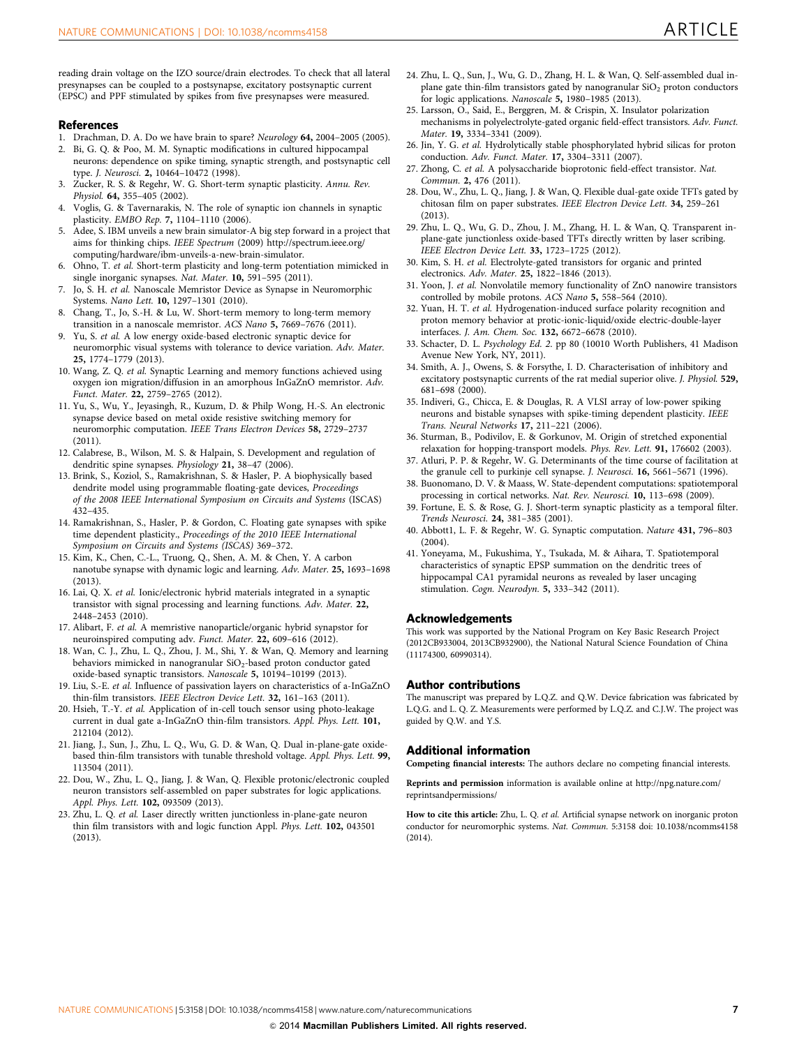reading drain voltage on the IZO source/drain electrodes. To check that all lateral presynapses can be coupled to a postsynapse, excitatory postsynaptic current (EPSC) and PPF stimulated by spikes from five presynapses were measured.

## References

1. Drachman, D. A. Do we have brain to spare? *Neurology* **64,** 2004–2005 (2005).
2. Bi, G. Q. & Poo, M. M. Synaptic modifications in cultured hippocampal neurons: dependence on spike timing, synaptic strength, and postsynaptic cell type. *J. Neurosci.* **2,** 10464–10472 (1998).
3. Zucker, R. S. & Regehr, W. G. Short-term synaptic plasticity. *Annu. Rev. Physiol.* **64,** 355–405 (2002).
4. Voglis, G. & Tavernarakis, N. The role of synaptic ion channels in synaptic plasticity. *EMBO Rep.* **7,** 1104–1110 (2006).
5. Adee, S. IBM unveils a new brain simulator-A big step forward in a project that aims for thinking chips. *IEEE Spectrum* (2009) http://spectrum.ieee.org/computing/hardware/ibm-unveils-a-new-brain-simulator.
6. Ohno, T. *et al.* Short-term plasticity and long-term potentiation mimicked in single inorganic synapses. *Nat. Mater.* **10,** 591–595 (2011).
7. Jo, S. H. *et al.* Nanoscale Memristor Device as Synapse in Neuromorphic Systems. *Nano Lett.* **10,** 1297–1301 (2010).
8. Chang, T., Jo, S.-H. & Lu, W. Short-term memory to long-term memory transition in a nanoscale memristor. *ACS Nano* **5,** 7669–7676 (2011).
9. Yu, S. *et al.* A low energy oxide-based electronic synaptic device for neuromorphic visual systems with tolerance to device variation. *Adv. Mater.* **25,** 1774–1779 (2013).
10. Wang, Z. Q. *et al.* Synaptic Learning and memory functions achieved using oxygen ion migration/diffusion in an amorphous InGaZnO memristor. *Adv. Funct. Mater.* **22,** 2759–2765 (2012).
11. Yu, S., Wu, Y., Jeyasingh, R., Kuzum, D. & Philp Wong, H.-S. An electronic synapse device based on metal oxide resistive switching memory for neuromorphic computation. *IEEE Trans Electron Devices* **58,** 2729–2737 (2011).
12. Calabrese, B., Wilson, M. S. & Halpain, S. Development and regulation of dendritic spine synapses. *Physiology* **21,** 38–47 (2006).
13. Brink, S., Koziol, S., Ramakrishnan, S. & Hasler, P. A biophysically based dendrite model using programmable floating-gate devices, *Proceedings of the 2008 IEEE International Symposium on Circuits and Systems* (ISCAS) 432–435.
14. Ramakrishnan, S., Hasler, P. & Gordon, C. Floating gate synapses with spike time dependent plasticity., *Proceedings of the 2010 IEEE International Symposium on Circuits and Systems (ISCAS)* 369–372.
15. Kim, K., Chen, C.-L., Truong, Q., Shen, A. M. & Chen, Y. A carbon nanotube synapse with dynamic logic and learning. *Adv. Mater.* **25,** 1693–1698 (2013).
16. Lai, Q. X. *et al.* Ionic/electronic hybrid materials integrated in a synaptic transistor with signal processing and learning functions. *Adv. Mater.* **22,** 2448–2453 (2010).
17. Alibart, F. *et al.* A memristive nanoparticle/organic hybrid synapstor for neuroinspired computing adv. *Funct. Mater.* **22,** 609–616 (2012).
18. Wan, C. J., Zhu, L. Q., Zhou, J. M., Shi, Y. & Wan, Q. Memory and learning behaviors mimicked in nanogranular $SiO_2$-based proton conductor gated oxide-based synaptic transistors. *Nanoscale* **5,** 10194–10199 (2013).
19. Liu, S.-E. *et al.* Influence of passivation layers on characteristics of a-InGaZnO thin-film transistors. *IEEE Electron Device Lett.* **32,** 161–163 (2011).
20. Hsieh, T.-Y. *et al.* Application of in-cell touch sensor using photo-leakage current in dual gate a-InGaZnO thin-film transistors. *Appl. Phys. Lett.* **101,** 212104 (2012).
21. Jiang, J., Sun, J., Zhu, L. Q., Wu, G. D. & Wan, Q. Dual in-plane-gate oxide-based thin-film transistors with tunable threshold voltage. *Appl. Phys. Lett.* **99,** 113504 (2011).
22. Dou, W., Zhu, L. Q., Jiang, J. & Wan, Q. Flexible protonic/electronic coupled neuron transistors self-assembled on paper substrates for logic applications. *Appl. Phys. Lett.* **102,** 093509 (2013).
23. Zhu, L. Q. *et al.* Laser directly written junctionless in-plane-gate neuron thin film transistors with and logic function Appl. *Phys. Lett.* **102,** 043501 (2013).
24. Zhu, L. Q., Sun, J., Wu, G. D., Zhang, H. L. & Wan, Q. Self-assembled dual in-plane gate thin-film transistors gated by nanogranular $SiO_2$ proton conductors for logic applications. *Nanoscale* **5,** 1980–1985 (2013).
25. Larsson, O., Said, E., Berggren, M. & Crispin, X. Insulator polarization mechanisms in polyelectrolyte-gated organic field-effect transistors. *Adv. Funct. Mater.* **19,** 3334–3341 (2009).
26. Jin, Y. G. *et al.* Hydrolytically stable phosphorylated hybrid silicas for proton conduction. *Adv. Funct. Mater.* **17,** 3304–3311 (2007).
27. Zhong, C. *et al.* A polysaccharide bioprotonic field-effect transistor. *Nat. Commun.* **2,** 476 (2011).
28. Dou, W., Zhu, L. Q., Jiang, J. & Wan, Q. Flexible dual-gate oxide TFTs gated by chitosan film on paper substrates. *IEEE Electron Device Lett.* **34,** 259–261 (2013).
29. Zhu, L. Q., Wu, G. D., Zhou, J. M., Zhang, H. L. & Wan, Q. Transparent in-plane-gate junctionless oxide-based TFTs directly written by laser scribing. *IEEE Electron Device Lett.* **33,** 1723–1725 (2012).
30. Kim, S. H. *et al.* Electrolyte-gated transistors for organic and printed electronics. *Adv. Mater.* **25,** 1822–1846 (2013).
31. Yoon, J. *et al.* Nonvolatile memory functionality of ZnO nanowire transistors controlled by mobile protons. *ACS Nano* **5,** 558–564 (2010).
32. Yuan, H. T. *et al.* Hydrogenation-induced surface polarity recognition and proton memory behavior at protic-ionic-liquid/oxide electric-double-layer interfaces. *J. Am. Chem. Soc.* **132,** 6672–6678 (2010).
33. Schacter, D. L. *Psychology Ed. 2*. pp 80 (10010 Worth Publishers, 41 Madison Avenue New York, NY, 2011).
34. Smith, A. J., Owens, S. & Forsythe, I. D. Characterisation of inhibitory and excitatory postsynaptic currents of the rat medial superior olive. *J. Physiol.* **529,** 681–698 (2000).
35. Indiveri, G., Chicca, E. & Douglas, R. A VLSI array of low-power spiking neurons and bistable synapses with spike-timing dependent plasticity. *IEEE Trans. Neural Networks* **17,** 211–221 (2006).
36. Sturman, B., Podivilov, E. & Gorkunov, M. Origin of stretched exponential relaxation for hopping-transport models. *Phys. Rev. Lett.* **91,** 176602 (2003).
37. Atluri, P. P. & Regehr, W. G. Determinants of the time course of facilitation at the granule cell to purkinje cell synapse. *J. Neurosci.* **16,** 5661–5671 (1996).
38. Buonomano, D. V. & Maass, W. State-dependent computations: spatiotemporal processing in cortical networks. *Nat. Rev. Neurosci.* **10,** 113–698 (2009).
39. Fortune, E. S. & Rose, G. J. Short-term synaptic plasticity as a temporal filter. *Trends Neurosci.* **24,** 381–385 (2001).
40. Abbott1, L. F. & Regehr, W. G. Synaptic computation. *Nature* **431,** 796–803 (2004).
41. Yoneyama, M., Fukushima, Y., Tsukada, M. & Aihara, T. Spatiotemporal characteristics of synaptic EPSP summation on the dendritic trees of hippocampal CA1 pyramidal neurons as revealed by laser uncaging stimulation. *Cogn. Neurodyn.* **5,** 333–342 (2011).

## Acknowledgements

This work was supported by the National Program on Key Basic Research Project (2012CB933004, 2013CB932900), the National Natural Science Foundation of China (11174300, 60990314).

## Author contributions

The manuscript was prepared by L.Q.Z. and Q.W. Device fabrication was fabricated by L.Q.G. and L. Q. Z. Measurements were performed by L.Q.Z. and C.J.W. The project was guided by Q.W. and Y.S.

## Additional information

**Competing financial interests:** The authors declare no competing financial interests.

**Reprints and permission** information is available online at http://npg.nature.com/reprintsandpermissions/

**How to cite this article:** Zhu, L. Q. *et al.* Artificial synapse network on inorganic proton conductor for neuromorphic systems. *Nat. Commun.* 5:3158 doi: 10.1038/ncomms4158 (2014).